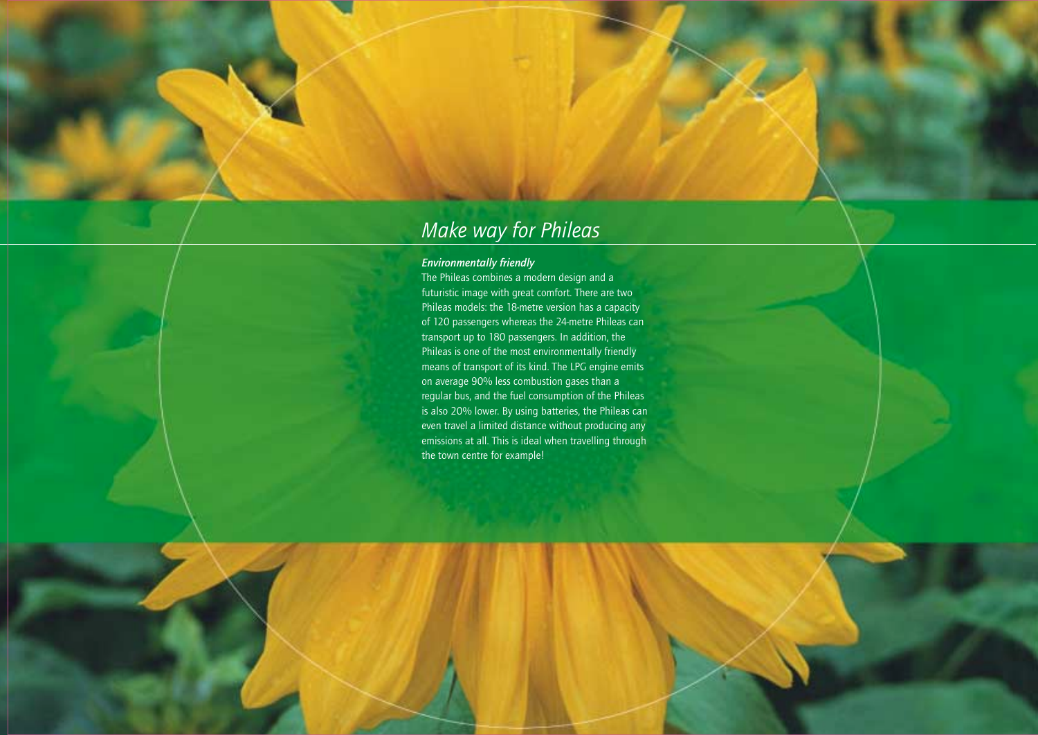# *Make way for Phileas*

***Environmentally friendly***

The Phileas combines a modern design and a futuristic image with great comfort. There are two Phileas models: the 18-metre version has a capacity of 120 passengers whereas the 24-metre Phileas can transport up to 180 passengers. In addition, the Phileas is one of the most environmentally friendly means of transport of its kind. The LPG engine emits on average 90% less combustion gases than a regular bus, and the fuel consumption of the Phileas is also 20% lower. By using batteries, the Phileas can even travel a limited distance without producing any emissions at all. This is ideal when travelling through the town centre for example!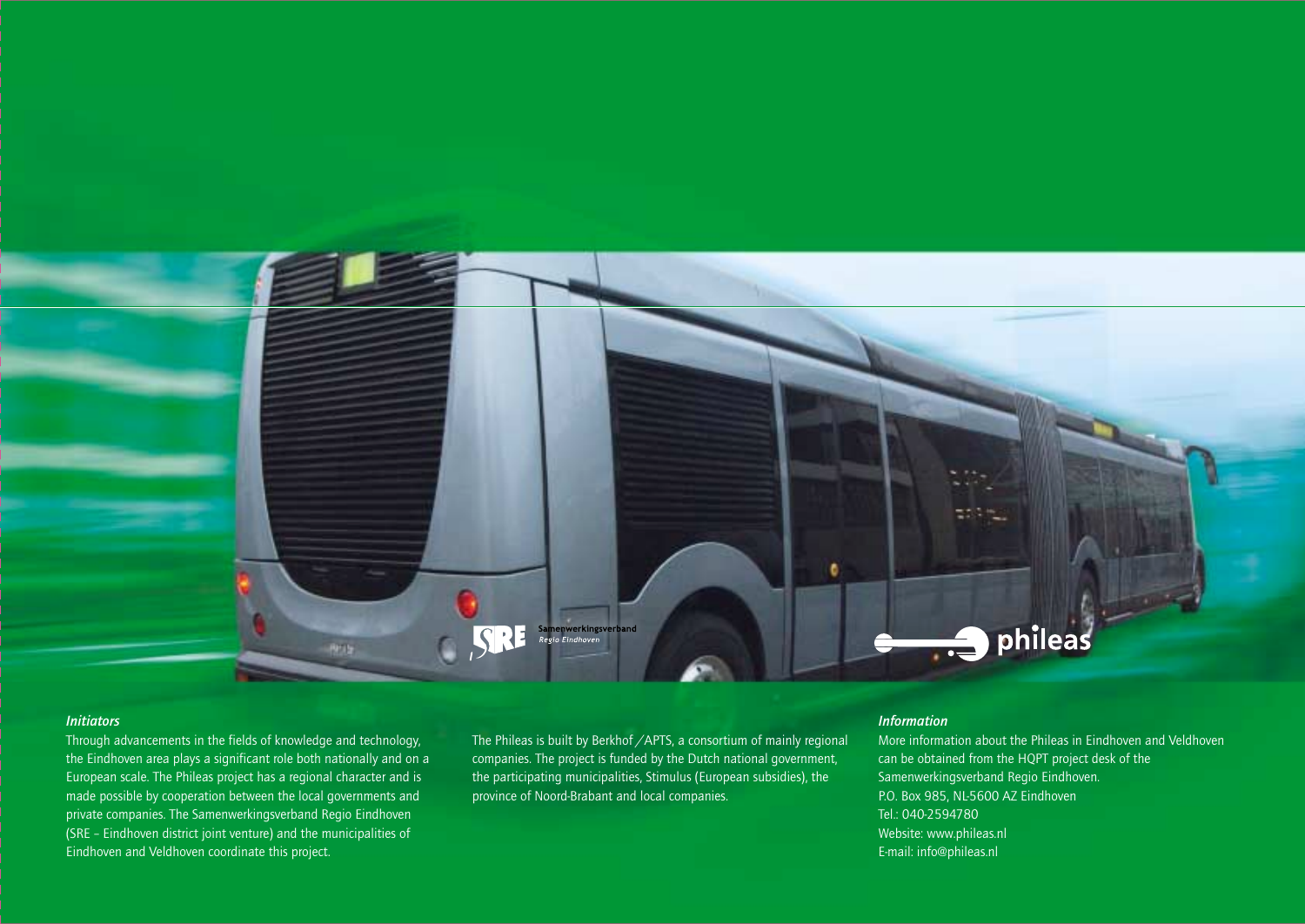### *Initiators*

Through advancements in the fields of knowledge and technology, the Eindhoven area plays a significant role both nationally and on a European scale. The Phileas project has a regional character and is made possible by cooperation between the local governments and private companies. The Samenwerkingsverband Regio Eindhoven (SRE – Eindhoven district joint venture) and the municipalities of Eindhoven and Veldhoven coordinate this project.

The Phileas is built by Berkhof / APTS, a consortium of mainly regional companies. The project is funded by the Dutch national government, the participating municipalities, Stimulus (European subsidies), the province of Noord-Brabant and local companies.

### *Information*

More information about the Phileas in Eindhoven and Veldhoven can be obtained from the HQPT project desk of the Samenwerkingsverband Regio Eindhoven.
P.O. Box 985, NL-5600 AZ Eindhoven
Tel.: 040-2594780
Website: www.phileas.nl
E-mail: info@phileas.nl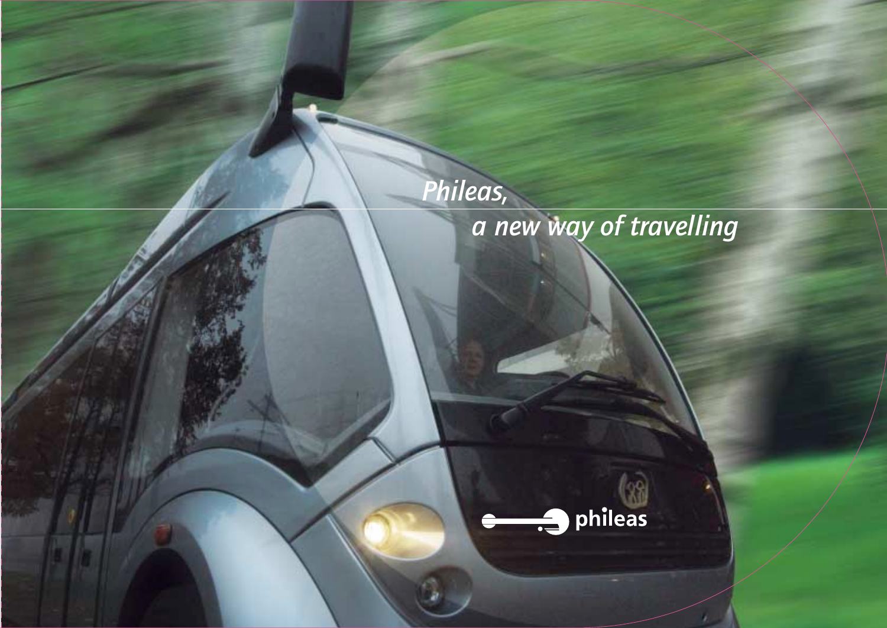*Phileas,*
*a new way of travelling*

phileas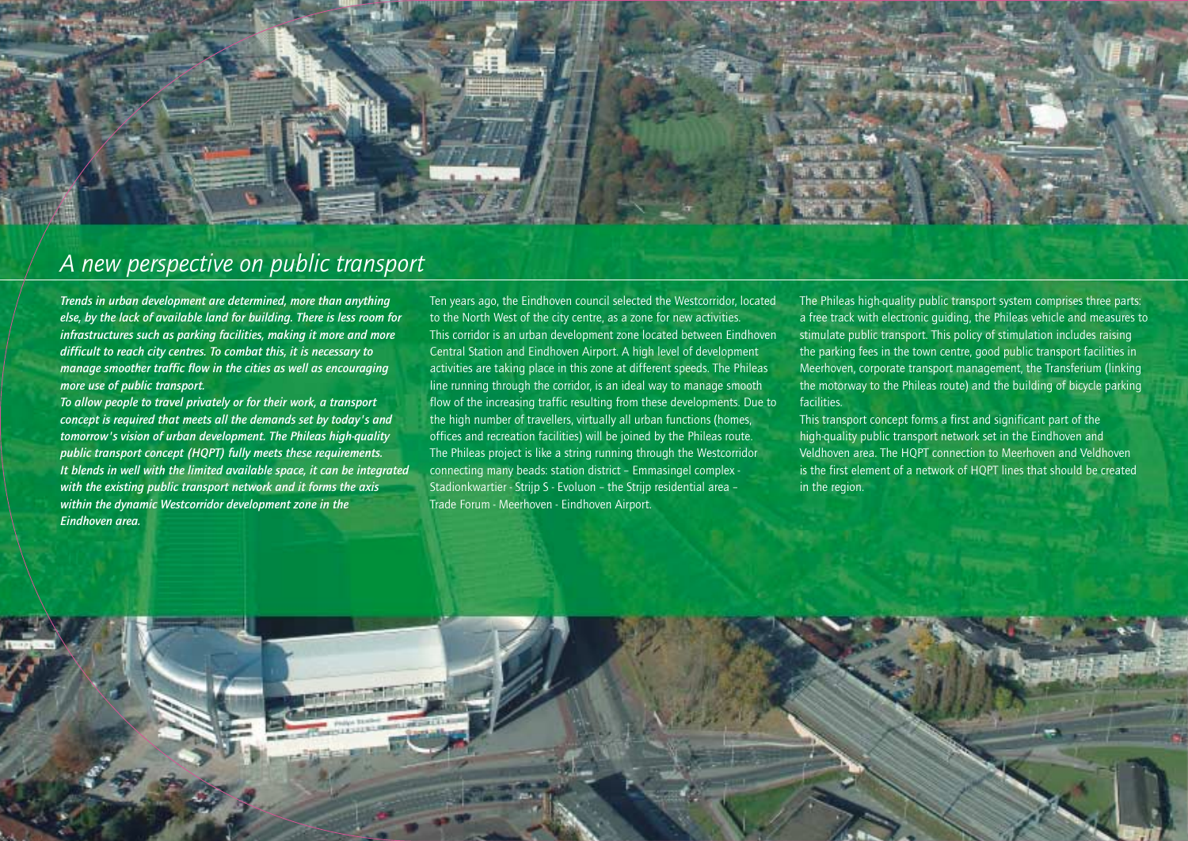# A new perspective on public transport

***Trends in urban development are determined, more than anything else, by the lack of available land for building. There is less room for infrastructures such as parking facilities, making it more and more difficult to reach city centres. To combat this, it is necessary to manage smoother traffic flow in the cities as well as encouraging more use of public transport.***

***To allow people to travel privately or for their work, a transport concept is required that meets all the demands set by today's and tomorrow's vision of urban development. The Phileas high-quality public transport concept (HQPT) fully meets these requirements. It blends in well with the limited available space, it can be integrated with the existing public transport network and it forms the axis within the dynamic Westcorridor development zone in the Eindhoven area.***

Ten years ago, the Eindhoven council selected the Westcorridor, located to the North West of the city centre, as a zone for new activities. This corridor is an urban development zone located between Eindhoven Central Station and Eindhoven Airport. A high level of development activities are taking place in this zone at different speeds. The Phileas line running through the corridor, is an ideal way to manage smooth flow of the increasing traffic resulting from these developments. Due to the high number of travellers, virtually all urban functions (homes, offices and recreation facilities) will be joined by the Phileas route. The Phileas project is like a string running through the Westcorridor connecting many beads: station district – Emmasingel complex - Stadionkwartier - Strijp S - Evoluon – the Strijp residential area – Trade Forum - Meerhoven - Eindhoven Airport.

The Phileas high-quality public transport system comprises three parts: a free track with electronic guiding, the Phileas vehicle and measures to stimulate public transport. This policy of stimulation includes raising the parking fees in the town centre, good public transport facilities in Meerhoven, corporate transport management, the Transferium (linking the motorway to the Phileas route) and the building of bicycle parking facilities.

This transport concept forms a first and significant part of the high-quality public transport network set in the Eindhoven and Veldhoven area. The HQPT connection to Meerhoven and Veldhoven is the first element of a network of HQPT lines that should be created in the region.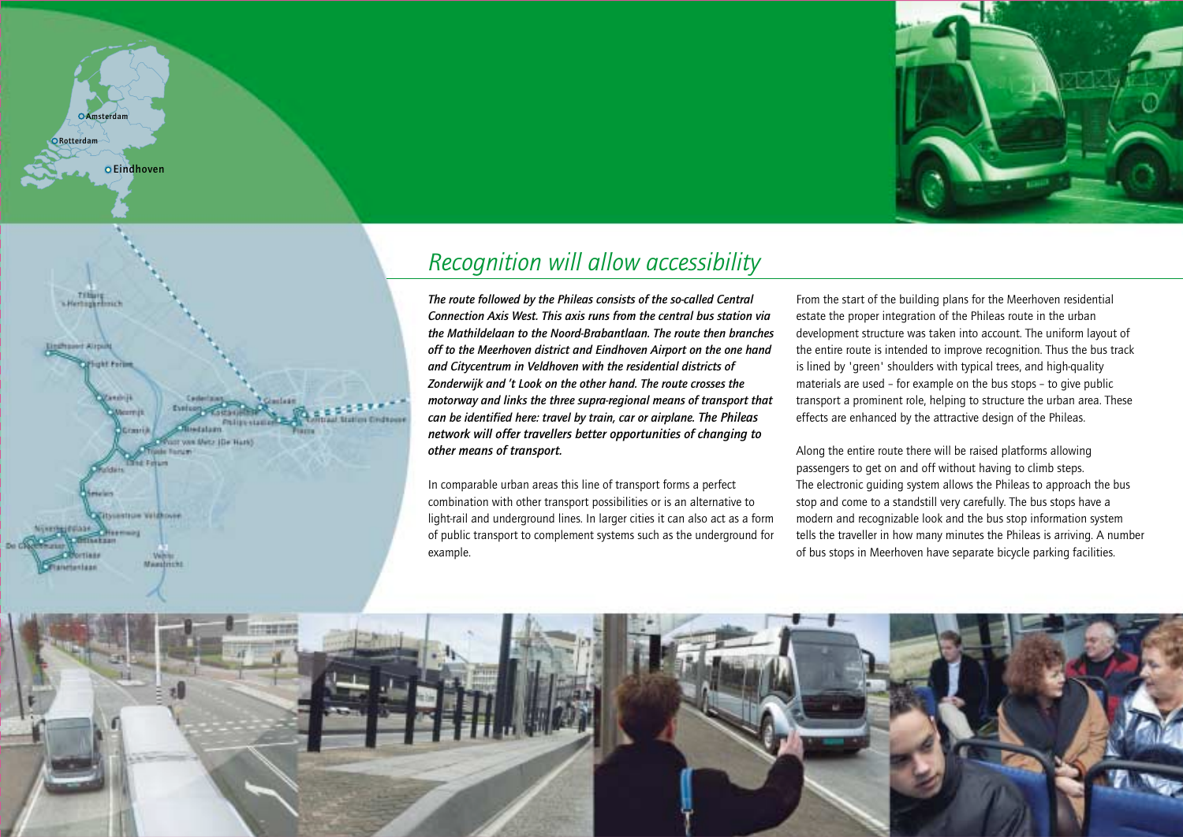## Recognition will allow accessibility

***The route followed by the Phileas consists of the so-called Central Connection Axis West. This axis runs from the central bus station via the Mathildelaan to the Noord-Brabantlaan. The route then branches off to the Meerhoven district and Eindhoven Airport on the one hand and Citycentrum in Veldhoven with the residential districts of Zonderwijk and 't Look on the other hand. The route crosses the motorway and links the three supra-regional means of transport that can be identified here: travel by train, car or airplane. The Phileas network will offer travellers better opportunities of changing to other means of transport.***

In comparable urban areas this line of transport forms a perfect combination with other transport possibilities or is an alternative to light-rail and underground lines. In larger cities it can also act as a form of public transport to complement systems such as the underground for example.

From the start of the building plans for the Meerhoven residential estate the proper integration of the Phileas route in the urban development structure was taken into account. The uniform layout of the entire route is intended to improve recognition. Thus the bus track is lined by 'green' shoulders with typical trees, and high-quality materials are used – for example on the bus stops – to give public transport a prominent role, helping to structure the urban area. These effects are enhanced by the attractive design of the Phileas.

Along the entire route there will be raised platforms allowing passengers to get on and off without having to climb steps. The electronic guiding system allows the Phileas to approach the bus stop and come to a standstill very carefully. The bus stops have a modern and recognizable look and the bus stop information system tells the traveller in how many minutes the Phileas is arriving. A number of bus stops in Meerhoven have separate bicycle parking facilities.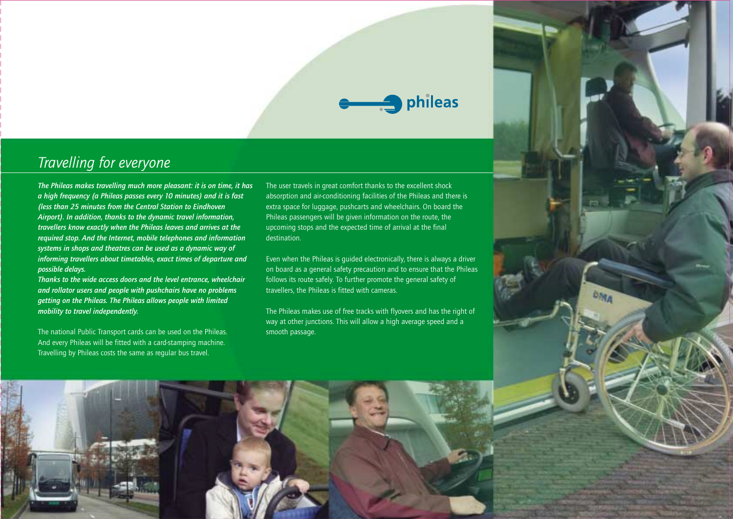phileas

## Travelling for everyone

***The Phileas makes travelling much more pleasant: it is on time, it has a high frequency (a Phileas passes every 10 minutes) and it is fast (less than 25 minutes from the Central Station to Eindhoven Airport). In addition, thanks to the dynamic travel information, travellers know exactly when the Phileas leaves and arrives at the required stop. And the Internet, mobile telephones and information systems in shops and theatres can be used as a dynamic way of informing travellers about timetables, exact times of departure and possible delays.***

***Thanks to the wide access doors and the level entrance, wheelchair and rollator users and people with pushchairs have no problems getting on the Phileas. The Phileas allows people with limited mobility to travel independently.***

The national Public Transport cards can be used on the Phileas. And every Phileas will be fitted with a card-stamping machine. Travelling by Phileas costs the same as regular bus travel.

The user travels in great comfort thanks to the excellent shock absorption and air-conditioning facilities of the Phileas and there is extra space for luggage, pushcarts and wheelchairs. On board the Phileas passengers will be given information on the route, the upcoming stops and the expected time of arrival at the final destination.

Even when the Phileas is guided electronically, there is always a driver on board as a general safety precaution and to ensure that the Phileas follows its route safely. To further promote the general safety of travellers, the Phileas is fitted with cameras.

The Phileas makes use of free tracks with flyovers and has the right of way at other junctions. This will allow a high average speed and a smooth passage.